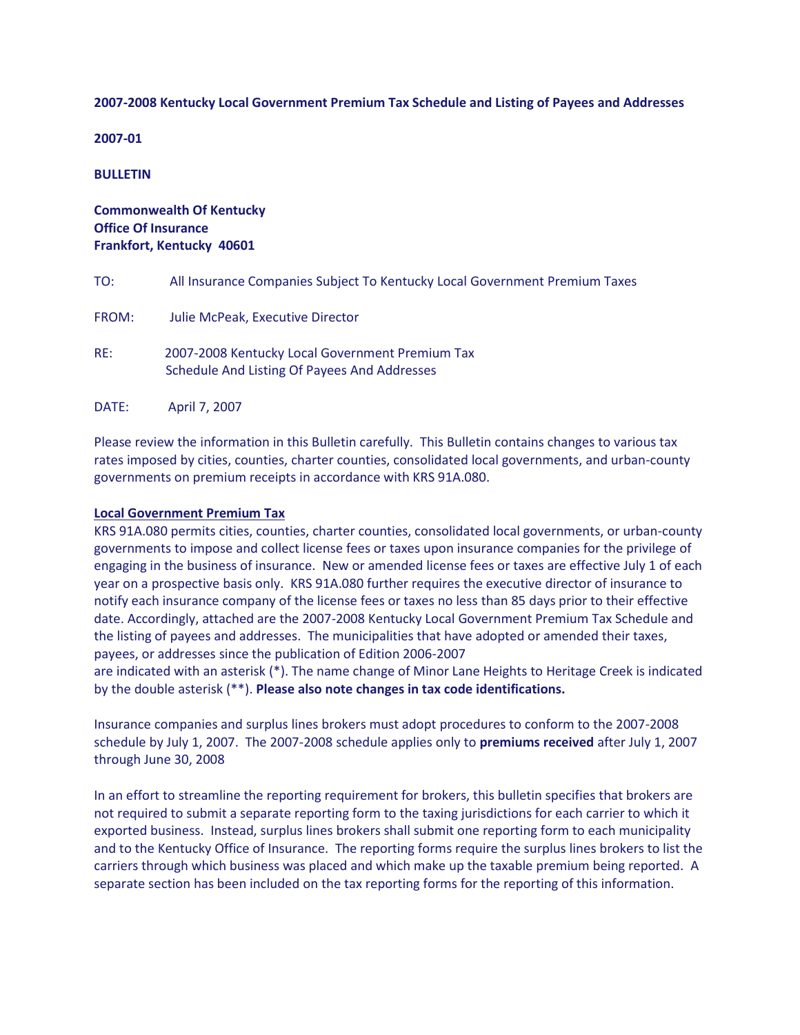**2007-2008 Kentucky Local Government Premium Tax Schedule and Listing of Payees and Addresses**

**2007-01**

**BULLETIN**

**Commonwealth Of Kentucky**
**Office Of Insurance**
**Frankfort, Kentucky 40601**

TO: All Insurance Companies Subject To Kentucky Local Government Premium Taxes

FROM: Julie McPeak, Executive Director

RE: 2007-2008 Kentucky Local Government Premium Tax Schedule And Listing Of Payees And Addresses

DATE: April 7, 2007

Please review the information in this Bulletin carefully. This Bulletin contains changes to various tax rates imposed by cities, counties, charter counties, consolidated local governments, and urban-county governments on premium receipts in accordance with KRS 91A.080.

**Local Government Premium Tax**

KRS 91A.080 permits cities, counties, charter counties, consolidated local governments, or urban-county governments to impose and collect license fees or taxes upon insurance companies for the privilege of engaging in the business of insurance. New or amended license fees or taxes are effective July 1 of each year on a prospective basis only. KRS 91A.080 further requires the executive director of insurance to notify each insurance company of the license fees or taxes no less than 85 days prior to their effective date. Accordingly, attached are the 2007-2008 Kentucky Local Government Premium Tax Schedule and the listing of payees and addresses. The municipalities that have adopted or amended their taxes, payees, or addresses since the publication of Edition 2006-2007 are indicated with an asterisk (*). The name change of Minor Lane Heights to Heritage Creek is indicated by the double asterisk (**). **Please also note changes in tax code identifications.**

Insurance companies and surplus lines brokers must adopt procedures to conform to the 2007-2008 schedule by July 1, 2007. The 2007-2008 schedule applies only to **premiums received** after July 1, 2007 through June 30, 2008

In an effort to streamline the reporting requirement for brokers, this bulletin specifies that brokers are not required to submit a separate reporting form to the taxing jurisdictions for each carrier to which it exported business. Instead, surplus lines brokers shall submit one reporting form to each municipality and to the Kentucky Office of Insurance. The reporting forms require the surplus lines brokers to list the carriers through which business was placed and which make up the taxable premium being reported. A separate section has been included on the tax reporting forms for the reporting of this information.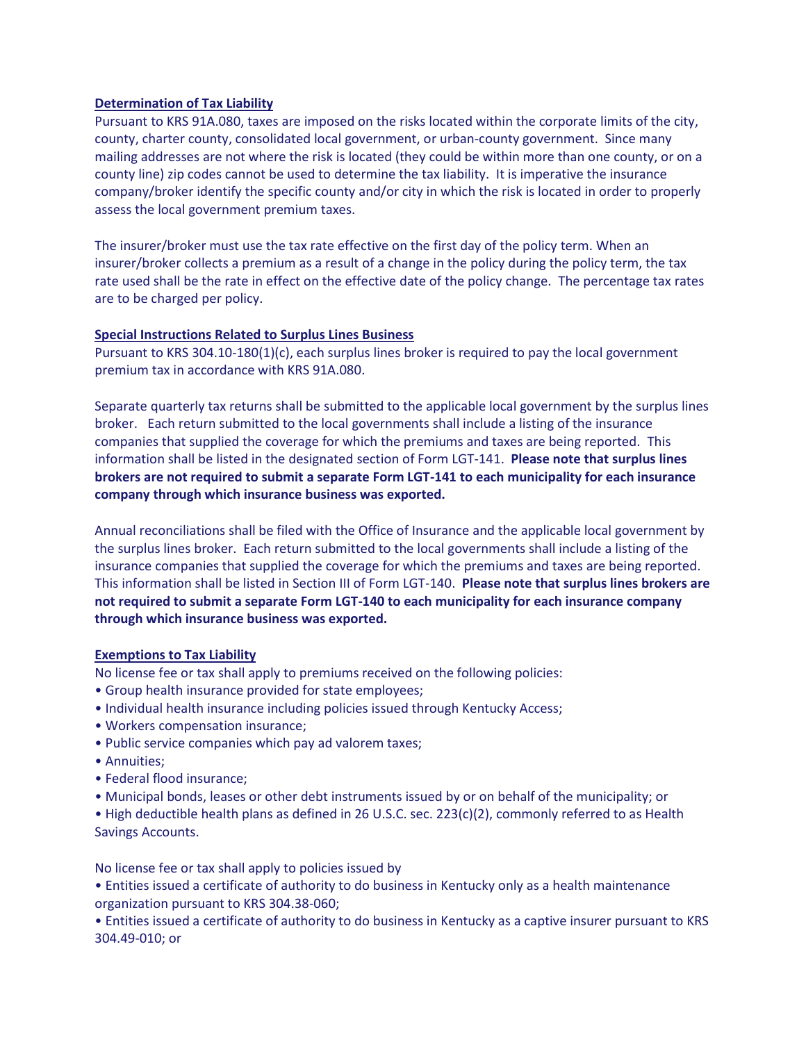**Determination of Tax Liability**

Pursuant to KRS 91A.080, taxes are imposed on the risks located within the corporate limits of the city, county, charter county, consolidated local government, or urban-county government. Since many mailing addresses are not where the risk is located (they could be within more than one county, or on a county line) zip codes cannot be used to determine the tax liability. It is imperative the insurance company/broker identify the specific county and/or city in which the risk is located in order to properly assess the local government premium taxes.

The insurer/broker must use the tax rate effective on the first day of the policy term. When an insurer/broker collects a premium as a result of a change in the policy during the policy term, the tax rate used shall be the rate in effect on the effective date of the policy change. The percentage tax rates are to be charged per policy.

**Special Instructions Related to Surplus Lines Business**

Pursuant to KRS 304.10-180(1)(c), each surplus lines broker is required to pay the local government premium tax in accordance with KRS 91A.080.

Separate quarterly tax returns shall be submitted to the applicable local government by the surplus lines broker. Each return submitted to the local governments shall include a listing of the insurance companies that supplied the coverage for which the premiums and taxes are being reported. This information shall be listed in the designated section of Form LGT-141. **Please note that surplus lines brokers are not required to submit a separate Form LGT-141 to each municipality for each insurance company through which insurance business was exported.**

Annual reconciliations shall be filed with the Office of Insurance and the applicable local government by the surplus lines broker. Each return submitted to the local governments shall include a listing of the insurance companies that supplied the coverage for which the premiums and taxes are being reported. This information shall be listed in Section III of Form LGT-140. **Please note that surplus lines brokers are not required to submit a separate Form LGT-140 to each municipality for each insurance company through which insurance business was exported.**

**Exemptions to Tax Liability**

No license fee or tax shall apply to premiums received on the following policies:

- Group health insurance provided for state employees;
- Individual health insurance including policies issued through Kentucky Access;
- Workers compensation insurance;
- Public service companies which pay ad valorem taxes;
- Annuities;
- Federal flood insurance;
- Municipal bonds, leases or other debt instruments issued by or on behalf of the municipality; or
- High deductible health plans as defined in 26 U.S.C. sec. 223(c)(2), commonly referred to as Health Savings Accounts.

No license fee or tax shall apply to policies issued by

- Entities issued a certificate of authority to do business in Kentucky only as a health maintenance organization pursuant to KRS 304.38-060;
- Entities issued a certificate of authority to do business in Kentucky as a captive insurer pursuant to KRS 304.49-010; or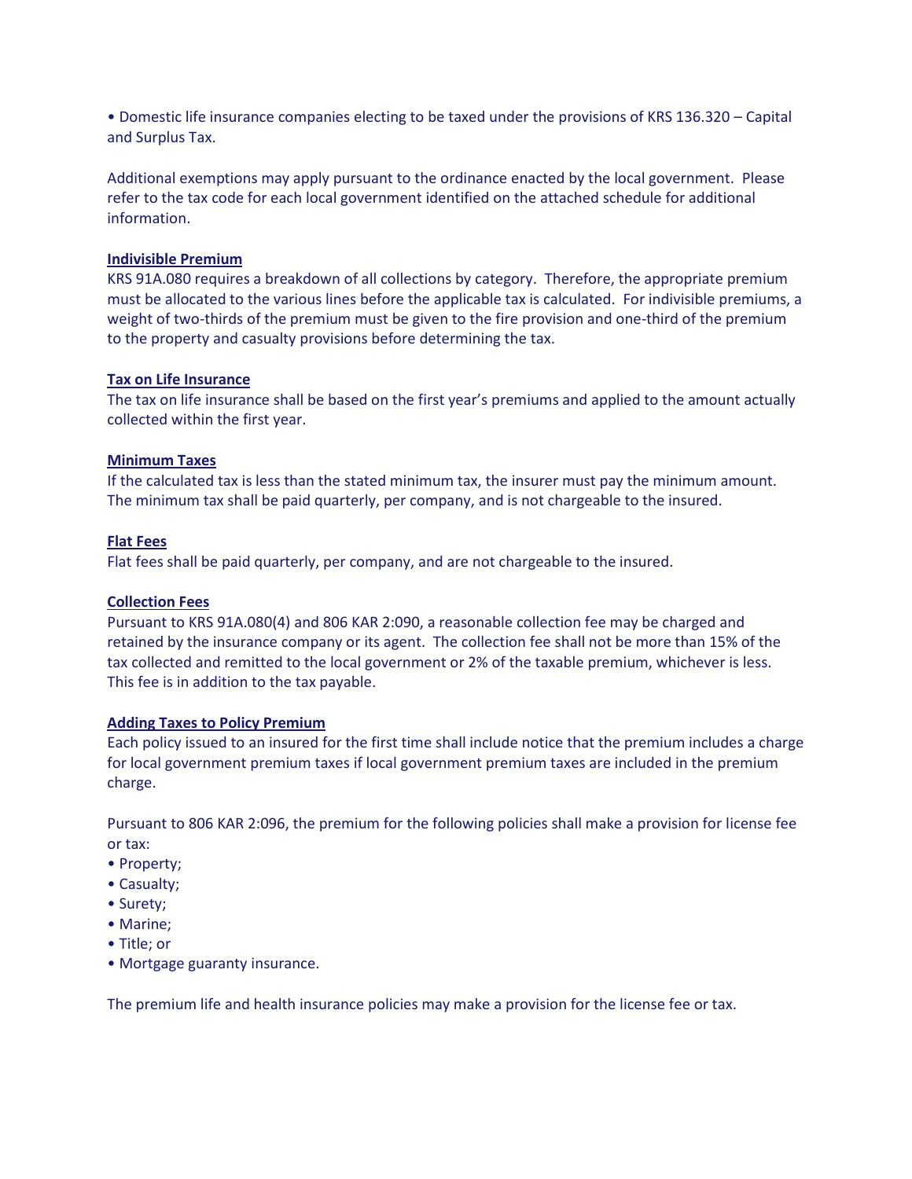- Domestic life insurance companies electing to be taxed under the provisions of KRS 136.320 – Capital and Surplus Tax.

Additional exemptions may apply pursuant to the ordinance enacted by the local government. Please refer to the tax code for each local government identified on the attached schedule for additional information.

**Indivisible Premium**

KRS 91A.080 requires a breakdown of all collections by category. Therefore, the appropriate premium must be allocated to the various lines before the applicable tax is calculated. For indivisible premiums, a weight of two-thirds of the premium must be given to the fire provision and one-third of the premium to the property and casualty provisions before determining the tax.

**Tax on Life Insurance**

The tax on life insurance shall be based on the first year's premiums and applied to the amount actually collected within the first year.

**Minimum Taxes**

If the calculated tax is less than the stated minimum tax, the insurer must pay the minimum amount. The minimum tax shall be paid quarterly, per company, and is not chargeable to the insured.

**Flat Fees**

Flat fees shall be paid quarterly, per company, and are not chargeable to the insured.

**Collection Fees**

Pursuant to KRS 91A.080(4) and 806 KAR 2:090, a reasonable collection fee may be charged and retained by the insurance company or its agent. The collection fee shall not be more than 15% of the tax collected and remitted to the local government or 2% of the taxable premium, whichever is less. This fee is in addition to the tax payable.

**Adding Taxes to Policy Premium**

Each policy issued to an insured for the first time shall include notice that the premium includes a charge for local government premium taxes if local government premium taxes are included in the premium charge.

Pursuant to 806 KAR 2:096, the premium for the following policies shall make a provision for license fee or tax:

- Property;
- Casualty;
- Surety;
- Marine;
- Title; or
- Mortgage guaranty insurance.

The premium life and health insurance policies may make a provision for the license fee or tax.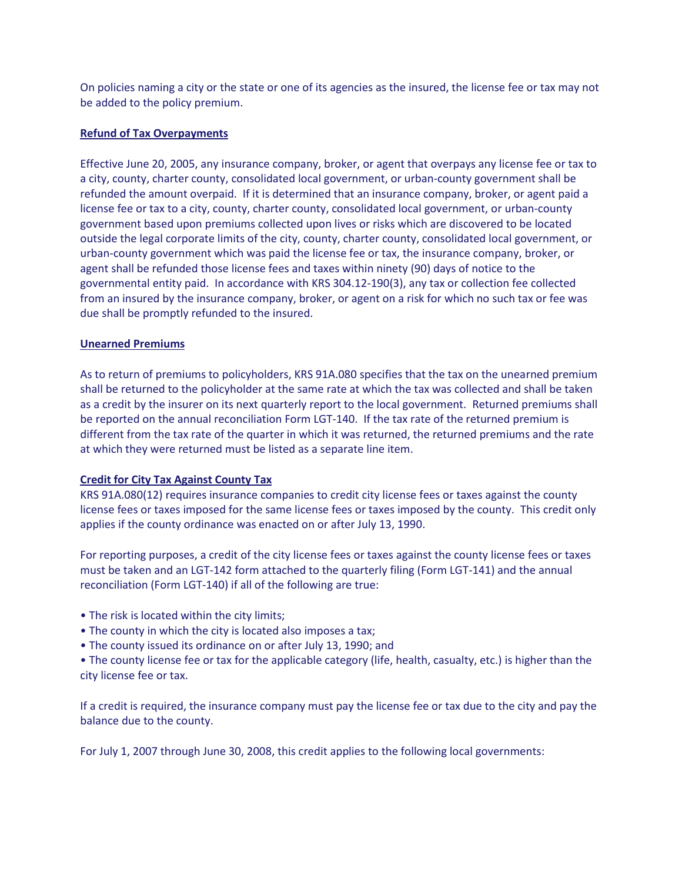On policies naming a city or the state or one of its agencies as the insured, the license fee or tax may not be added to the policy premium.

## Refund of Tax Overpayments

Effective June 20, 2005, any insurance company, broker, or agent that overpays any license fee or tax to a city, county, charter county, consolidated local government, or urban-county government shall be refunded the amount overpaid. If it is determined that an insurance company, broker, or agent paid a license fee or tax to a city, county, charter county, consolidated local government, or urban-county government based upon premiums collected upon lives or risks which are discovered to be located outside the legal corporate limits of the city, county, charter county, consolidated local government, or urban-county government which was paid the license fee or tax, the insurance company, broker, or agent shall be refunded those license fees and taxes within ninety (90) days of notice to the governmental entity paid. In accordance with KRS 304.12-190(3), any tax or collection fee collected from an insured by the insurance company, broker, or agent on a risk for which no such tax or fee was due shall be promptly refunded to the insured.

## Unearned Premiums

As to return of premiums to policyholders, KRS 91A.080 specifies that the tax on the unearned premium shall be returned to the policyholder at the same rate at which the tax was collected and shall be taken as a credit by the insurer on its next quarterly report to the local government. Returned premiums shall be reported on the annual reconciliation Form LGT-140. If the tax rate of the returned premium is different from the tax rate of the quarter in which it was returned, the returned premiums and the rate at which they were returned must be listed as a separate line item.

## Credit for City Tax Against County Tax

KRS 91A.080(12) requires insurance companies to credit city license fees or taxes against the county license fees or taxes imposed for the same license fees or taxes imposed by the county. This credit only applies if the county ordinance was enacted on or after July 13, 1990.

For reporting purposes, a credit of the city license fees or taxes against the county license fees or taxes must be taken and an LGT-142 form attached to the quarterly filing (Form LGT-141) and the annual reconciliation (Form LGT-140) if all of the following are true:

- The risk is located within the city limits;
- The county in which the city is located also imposes a tax;
- The county issued its ordinance on or after July 13, 1990; and
- The county license fee or tax for the applicable category (life, health, casualty, etc.) is higher than the city license fee or tax.

If a credit is required, the insurance company must pay the license fee or tax due to the city and pay the balance due to the county.

For July 1, 2007 through June 30, 2008, this credit applies to the following local governments: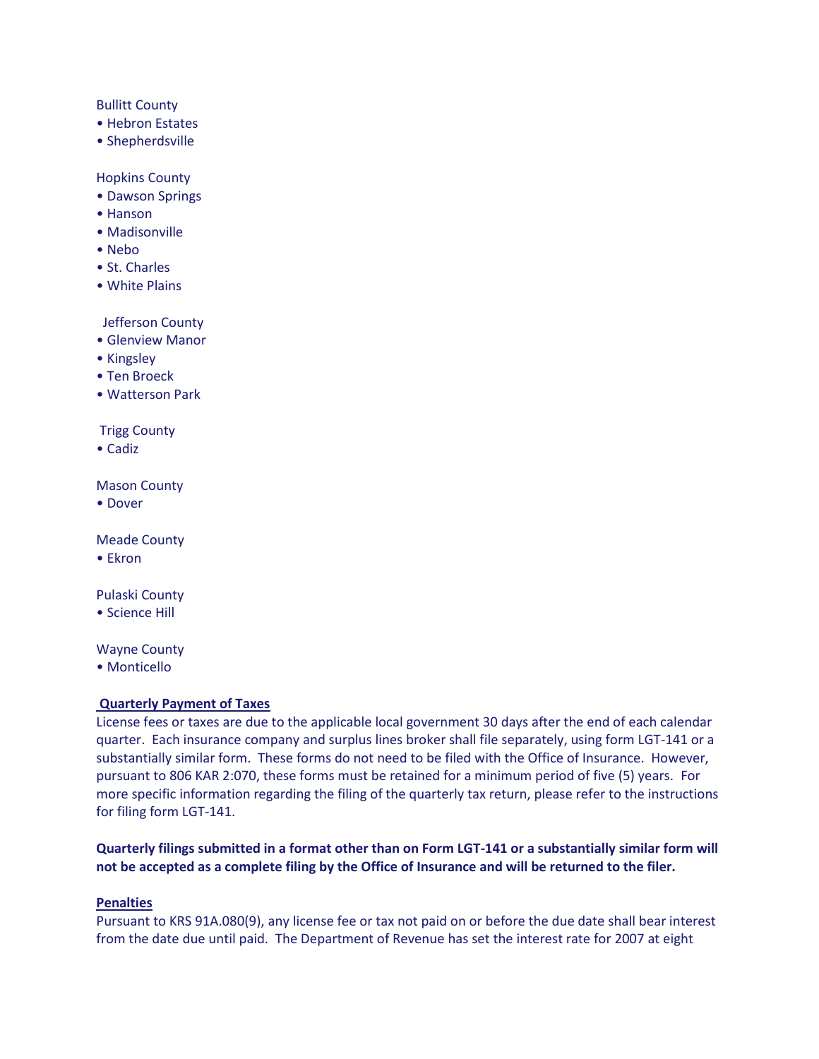Bullitt County

- Hebron Estates
- Shepherdsville

Hopkins County

- Dawson Springs
- Hanson
- Madisonville
- Nebo
- St. Charles
- White Plains

Jefferson County

- Glenview Manor
- Kingsley
- Ten Broeck
- Watterson Park

Trigg County

- Cadiz

Mason County

- Dover

Meade County

- Ekron

Pulaski County

- Science Hill

Wayne County

- Monticello

**Quarterly Payment of Taxes**

License fees or taxes are due to the applicable local government 30 days after the end of each calendar quarter. Each insurance company and surplus lines broker shall file separately, using form LGT-141 or a substantially similar form. These forms do not need to be filed with the Office of Insurance. However, pursuant to 806 KAR 2:070, these forms must be retained for a minimum period of five (5) years. For more specific information regarding the filing of the quarterly tax return, please refer to the instructions for filing form LGT-141.

**Quarterly filings submitted in a format other than on Form LGT-141 or a substantially similar form will not be accepted as a complete filing by the Office of Insurance and will be returned to the filer.**

**Penalties**

Pursuant to KRS 91A.080(9), any license fee or tax not paid on or before the due date shall bear interest from the date due until paid. The Department of Revenue has set the interest rate for 2007 at eight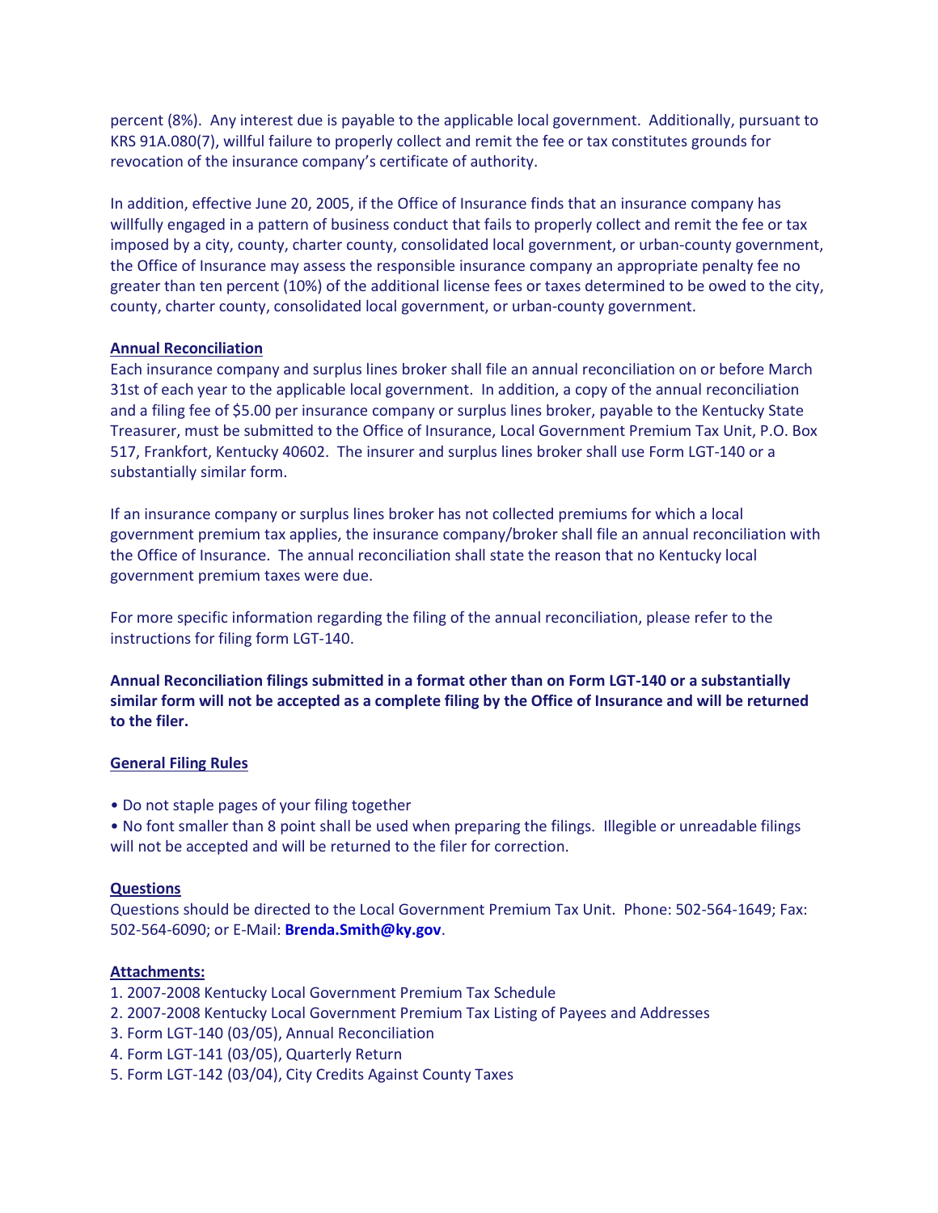percent (8%). Any interest due is payable to the applicable local government. Additionally, pursuant to KRS 91A.080(7), willful failure to properly collect and remit the fee or tax constitutes grounds for revocation of the insurance company's certificate of authority.

In addition, effective June 20, 2005, if the Office of Insurance finds that an insurance company has willfully engaged in a pattern of business conduct that fails to properly collect and remit the fee or tax imposed by a city, county, charter county, consolidated local government, or urban-county government, the Office of Insurance may assess the responsible insurance company an appropriate penalty fee no greater than ten percent (10%) of the additional license fees or taxes determined to be owed to the city, county, charter county, consolidated local government, or urban-county government.

**Annual Reconciliation**

Each insurance company and surplus lines broker shall file an annual reconciliation on or before March 31st of each year to the applicable local government. In addition, a copy of the annual reconciliation and a filing fee of $5.00 per insurance company or surplus lines broker, payable to the Kentucky State Treasurer, must be submitted to the Office of Insurance, Local Government Premium Tax Unit, P.O. Box 517, Frankfort, Kentucky 40602. The insurer and surplus lines broker shall use Form LGT-140 or a substantially similar form.

If an insurance company or surplus lines broker has not collected premiums for which a local government premium tax applies, the insurance company/broker shall file an annual reconciliation with the Office of Insurance. The annual reconciliation shall state the reason that no Kentucky local government premium taxes were due.

For more specific information regarding the filing of the annual reconciliation, please refer to the instructions for filing form LGT-140.

**Annual Reconciliation filings submitted in a format other than on Form LGT-140 or a substantially similar form will not be accepted as a complete filing by the Office of Insurance and will be returned to the filer.**

**General Filing Rules**

- Do not staple pages of your filing together
- No font smaller than 8 point shall be used when preparing the filings. Illegible or unreadable filings will not be accepted and will be returned to the filer for correction.

**Questions**

Questions should be directed to the Local Government Premium Tax Unit. Phone: 502-564-1649; Fax: 502-564-6090; or E-Mail: **Brenda.Smith@ky.gov**.

**Attachments:**

1. 2007-2008 Kentucky Local Government Premium Tax Schedule
2. 2007-2008 Kentucky Local Government Premium Tax Listing of Payees and Addresses
3. Form LGT-140 (03/05), Annual Reconciliation
4. Form LGT-141 (03/05), Quarterly Return
5. Form LGT-142 (03/04), City Credits Against County Taxes